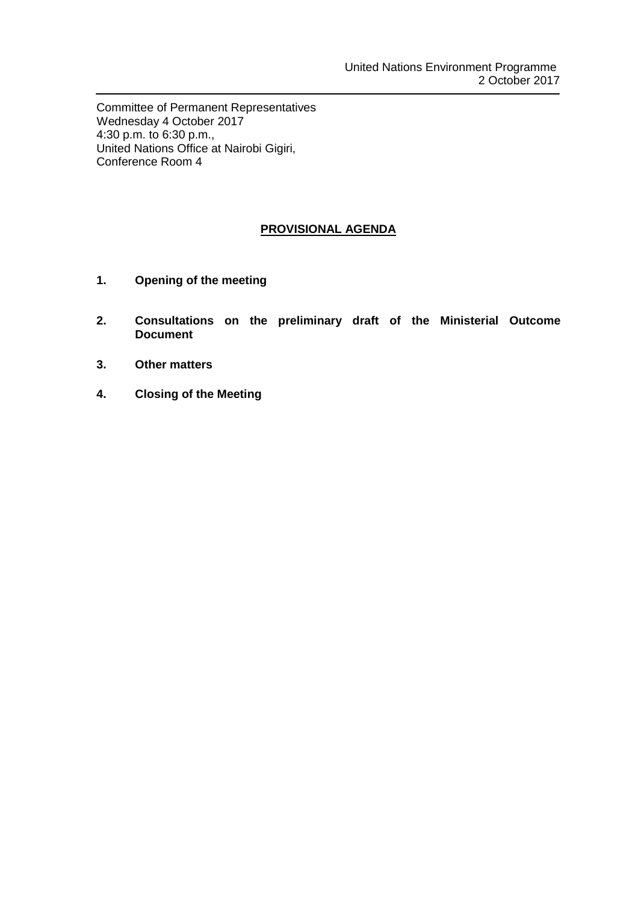United Nations Environment Programme
2 October 2017

---

Committee of Permanent Representatives
Wednesday 4 October 2017
4:30 p.m. to 6:30 p.m.,
United Nations Office at Nairobi Gigiri,
Conference Room 4

## PROVISIONAL AGENDA

1. **Opening of the meeting**

2. **Consultations on the preliminary draft of the Ministerial Outcome Document**

3. **Other matters**

4. **Closing of the Meeting**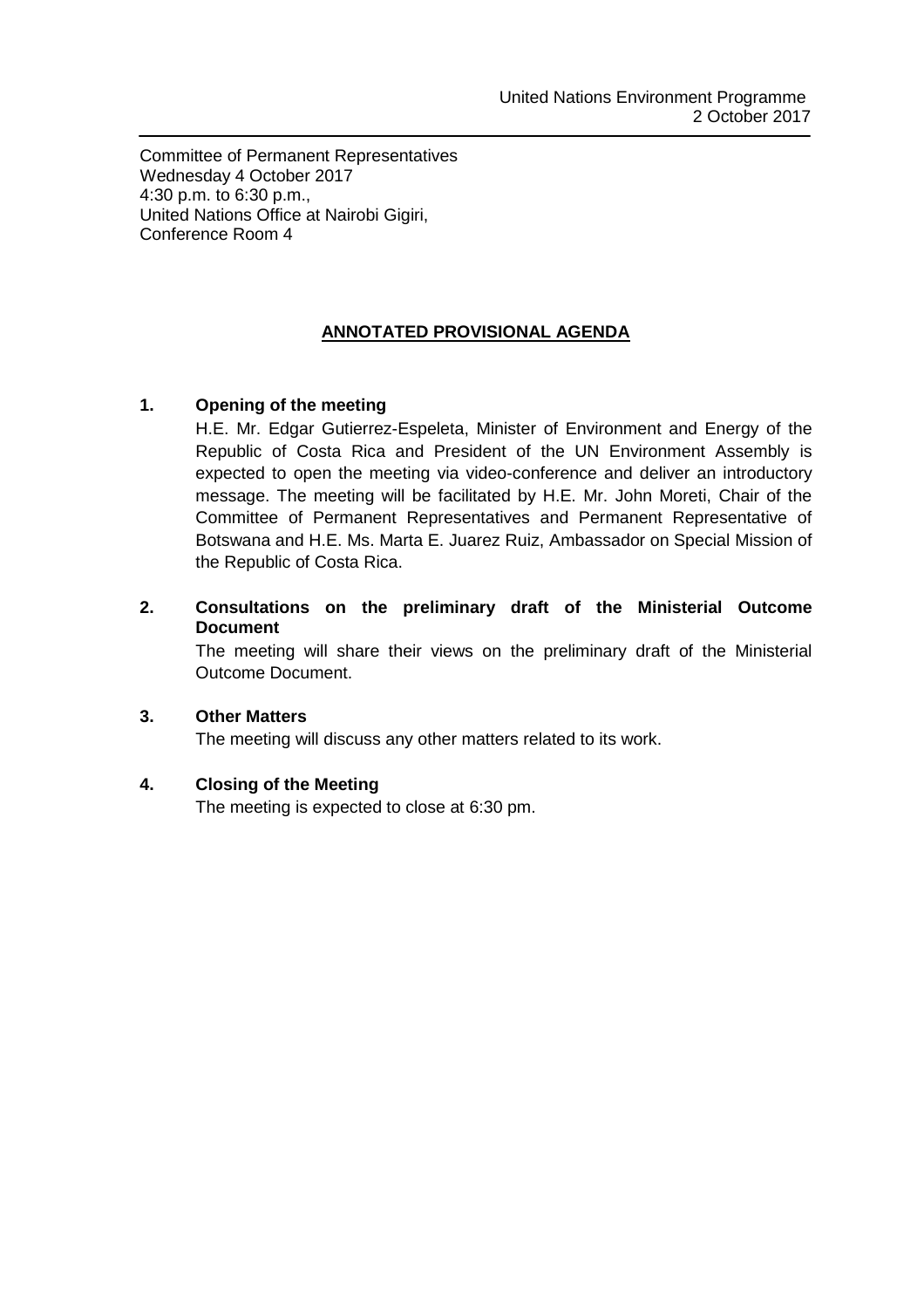United Nations Environment Programme
2 October 2017

---

Committee of Permanent Representatives
Wednesday 4 October 2017
4:30 p.m. to 6:30 p.m.,
United Nations Office at Nairobi Gigiri,
Conference Room 4

## ANNOTATED PROVISIONAL AGENDA

**1. Opening of the meeting**

H.E. Mr. Edgar Gutierrez-Espeleta, Minister of Environment and Energy of the Republic of Costa Rica and President of the UN Environment Assembly is expected to open the meeting via video-conference and deliver an introductory message. The meeting will be facilitated by H.E. Mr. John Moreti, Chair of the Committee of Permanent Representatives and Permanent Representative of Botswana and H.E. Ms. Marta E. Juarez Ruiz, Ambassador on Special Mission of the Republic of Costa Rica.

**2. Consultations on the preliminary draft of the Ministerial Outcome Document**

The meeting will share their views on the preliminary draft of the Ministerial Outcome Document.

**3. Other Matters**

The meeting will discuss any other matters related to its work.

**4. Closing of the Meeting**

The meeting is expected to close at 6:30 pm.